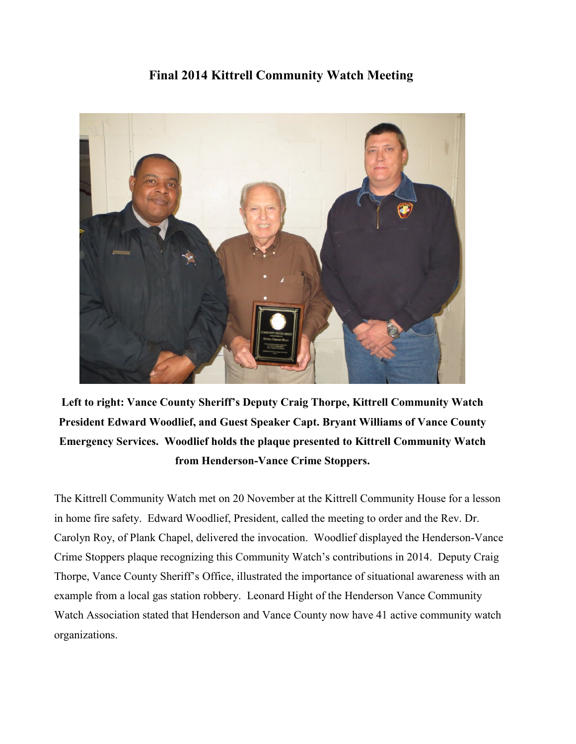# Final 2014 Kittrell Community Watch Meeting

**Left to right: Vance County Sheriff's Deputy Craig Thorpe, Kittrell Community Watch President Edward Woodlief, and Guest Speaker Capt. Bryant Williams of Vance County Emergency Services. Woodlief holds the plaque presented to Kittrell Community Watch from Henderson-Vance Crime Stoppers.**

The Kittrell Community Watch met on 20 November at the Kittrell Community House for a lesson in home fire safety. Edward Woodlief, President, called the meeting to order and the Rev. Dr. Carolyn Roy, of Plank Chapel, delivered the invocation. Woodlief displayed the Henderson-Vance Crime Stoppers plaque recognizing this Community Watch's contributions in 2014. Deputy Craig Thorpe, Vance County Sheriff's Office, illustrated the importance of situational awareness with an example from a local gas station robbery. Leonard Hight of the Henderson Vance Community Watch Association stated that Henderson and Vance County now have 41 active community watch organizations.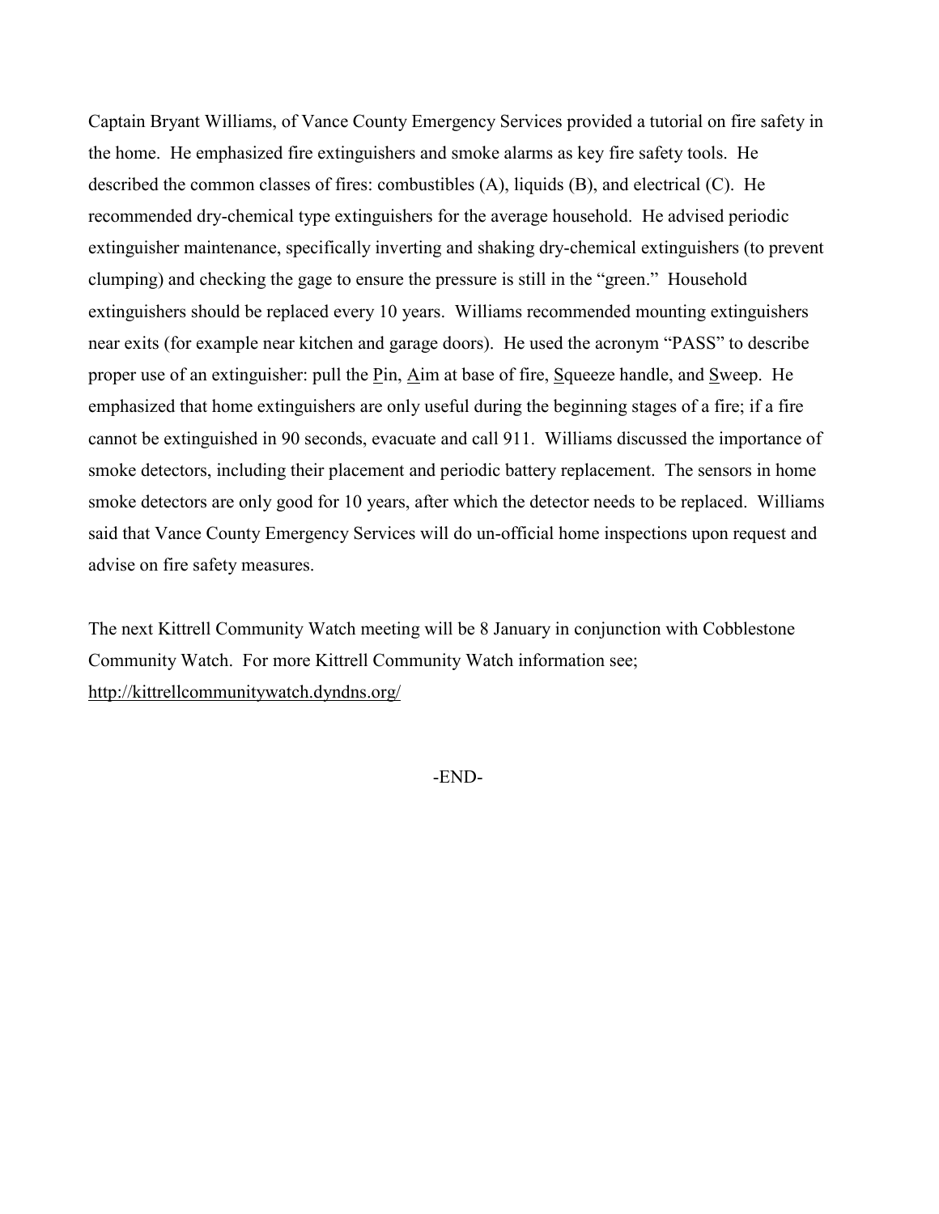Captain Bryant Williams, of Vance County Emergency Services provided a tutorial on fire safety in the home. He emphasized fire extinguishers and smoke alarms as key fire safety tools. He described the common classes of fires: combustibles (A), liquids (B), and electrical (C). He recommended dry-chemical type extinguishers for the average household. He advised periodic extinguisher maintenance, specifically inverting and shaking dry-chemical extinguishers (to prevent clumping) and checking the gage to ensure the pressure is still in the "green." Household extinguishers should be replaced every 10 years. Williams recommended mounting extinguishers near exits (for example near kitchen and garage doors). He used the acronym "PASS" to describe proper use of an extinguisher: pull the <u>P</u>in, <u>A</u>im at base of fire, <u>S</u>queeze handle, and <u>S</u>weep. He emphasized that home extinguishers are only useful during the beginning stages of a fire; if a fire cannot be extinguished in 90 seconds, evacuate and call 911. Williams discussed the importance of smoke detectors, including their placement and periodic battery replacement. The sensors in home smoke detectors are only good for 10 years, after which the detector needs to be replaced. Williams said that Vance County Emergency Services will do un-official home inspections upon request and advise on fire safety measures.

The next Kittrell Community Watch meeting will be 8 January in conjunction with Cobblestone Community Watch. For more Kittrell Community Watch information see; http://kittrellcommunitywatch.dyndns.org/

-END-